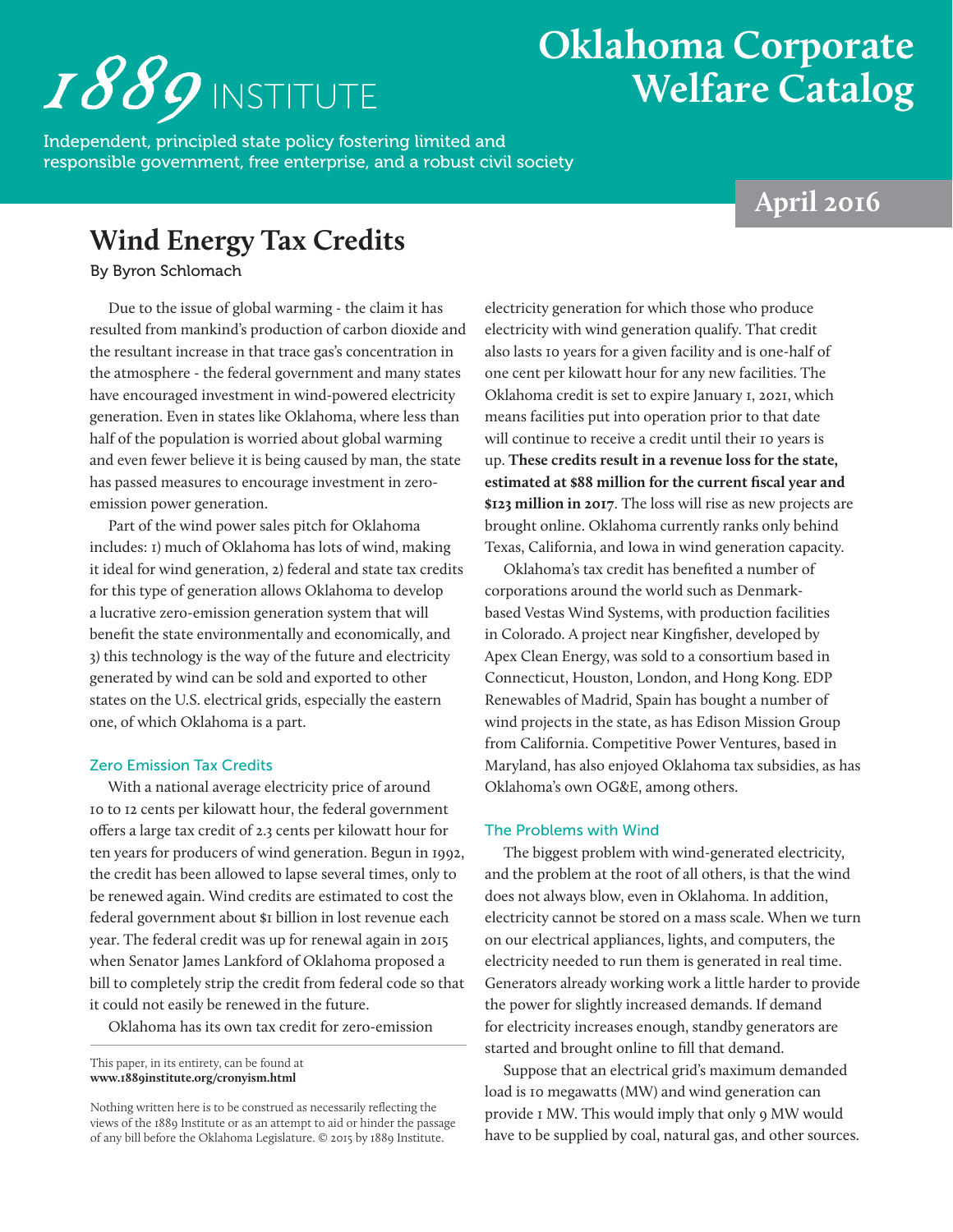# 1889 INSTITUTE

Independent, principled state policy fostering limited and responsible government, free enterprise, and a robust civil society

# Oklahoma Corporate Welfare Catalog

April 2016

## Wind Energy Tax Credits

By Byron Schlomach

Due to the issue of global warming - the claim it has resulted from mankind's production of carbon dioxide and the resultant increase in that trace gas's concentration in the atmosphere - the federal government and many states have encouraged investment in wind-powered electricity generation. Even in states like Oklahoma, where less than half of the population is worried about global warming and even fewer believe it is being caused by man, the state has passed measures to encourage investment in zero-emission power generation.

Part of the wind power sales pitch for Oklahoma includes: 1) much of Oklahoma has lots of wind, making it ideal for wind generation, 2) federal and state tax credits for this type of generation allows Oklahoma to develop a lucrative zero-emission generation system that will benefit the state environmentally and economically, and 3) this technology is the way of the future and electricity generated by wind can be sold and exported to other states on the U.S. electrical grids, especially the eastern one, of which Oklahoma is a part.

### Zero Emission Tax Credits

With a national average electricity price of around 10 to 12 cents per kilowatt hour, the federal government offers a large tax credit of 2.3 cents per kilowatt hour for ten years for producers of wind generation. Begun in 1992, the credit has been allowed to lapse several times, only to be renewed again. Wind credits are estimated to cost the federal government about $1 billion in lost revenue each year. The federal credit was up for renewal again in 2015 when Senator James Lankford of Oklahoma proposed a bill to completely strip the credit from federal code so that it could not easily be renewed in the future.

Oklahoma has its own tax credit for zero-emission electricity generation for which those who produce electricity with wind generation qualify. That credit also lasts 10 years for a given facility and is one-half of one cent per kilowatt hour for any new facilities. The Oklahoma credit is set to expire January 1, 2021, which means facilities put into operation prior to that date will continue to receive a credit until their 10 years is up. **These credits result in a revenue loss for the state, estimated at $88 million for the current fiscal year and $123 million in 2017**. The loss will rise as new projects are brought online. Oklahoma currently ranks only behind Texas, California, and Iowa in wind generation capacity.

Oklahoma's tax credit has benefited a number of corporations around the world such as Denmark-based Vestas Wind Systems, with production facilities in Colorado. A project near Kingfisher, developed by Apex Clean Energy, was sold to a consortium based in Connecticut, Houston, London, and Hong Kong. EDP Renewables of Madrid, Spain has bought a number of wind projects in the state, as has Edison Mission Group from California. Competitive Power Ventures, based in Maryland, has also enjoyed Oklahoma tax subsidies, as has Oklahoma's own OG&E, among others.

### The Problems with Wind

The biggest problem with wind-generated electricity, and the problem at the root of all others, is that the wind does not always blow, even in Oklahoma. In addition, electricity cannot be stored on a mass scale. When we turn on our electrical appliances, lights, and computers, the electricity needed to run them is generated in real time. Generators already working work a little harder to provide the power for slightly increased demands. If demand for electricity increases enough, standby generators are started and brought online to fill that demand.

Suppose that an electrical grid's maximum demanded load is 10 megawatts (MW) and wind generation can provide 1 MW. This would imply that only 9 MW would have to be supplied by coal, natural gas, and other sources.

---

This paper, in its entirety, can be found at **www.1889institute.org/cronyism.html**

Nothing written here is to be construed as necessarily reflecting the views of the 1889 Institute or as an attempt to aid or hinder the passage of any bill before the Oklahoma Legislature. © 2015 by 1889 Institute.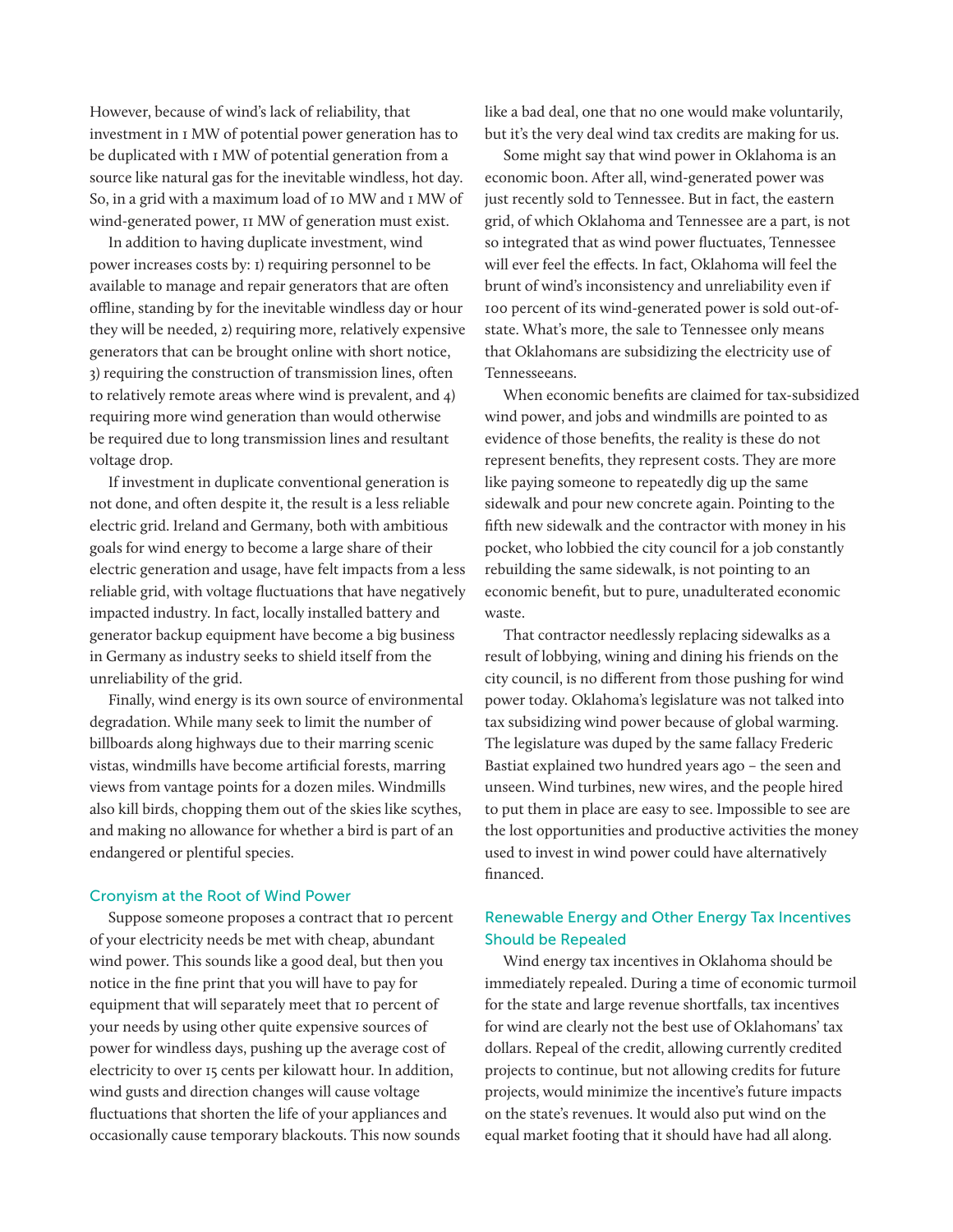However, because of wind's lack of reliability, that investment in 1 MW of potential power generation has to be duplicated with 1 MW of potential generation from a source like natural gas for the inevitable windless, hot day. So, in a grid with a maximum load of 10 MW and 1 MW of wind-generated power, 11 MW of generation must exist.

In addition to having duplicate investment, wind power increases costs by: 1) requiring personnel to be available to manage and repair generators that are often offline, standing by for the inevitable windless day or hour they will be needed, 2) requiring more, relatively expensive generators that can be brought online with short notice, 3) requiring the construction of transmission lines, often to relatively remote areas where wind is prevalent, and 4) requiring more wind generation than would otherwise be required due to long transmission lines and resultant voltage drop.

If investment in duplicate conventional generation is not done, and often despite it, the result is a less reliable electric grid. Ireland and Germany, both with ambitious goals for wind energy to become a large share of their electric generation and usage, have felt impacts from a less reliable grid, with voltage fluctuations that have negatively impacted industry. In fact, locally installed battery and generator backup equipment have become a big business in Germany as industry seeks to shield itself from the unreliability of the grid.

Finally, wind energy is its own source of environmental degradation. While many seek to limit the number of billboards along highways due to their marring scenic vistas, windmills have become artificial forests, marring views from vantage points for a dozen miles. Windmills also kill birds, chopping them out of the skies like scythes, and making no allowance for whether a bird is part of an endangered or plentiful species.

## Cronyism at the Root of Wind Power

Suppose someone proposes a contract that 10 percent of your electricity needs be met with cheap, abundant wind power. This sounds like a good deal, but then you notice in the fine print that you will have to pay for equipment that will separately meet that 10 percent of your needs by using other quite expensive sources of power for windless days, pushing up the average cost of electricity to over 15 cents per kilowatt hour. In addition, wind gusts and direction changes will cause voltage fluctuations that shorten the life of your appliances and occasionally cause temporary blackouts. This now sounds like a bad deal, one that no one would make voluntarily, but it's the very deal wind tax credits are making for us.

Some might say that wind power in Oklahoma is an economic boon. After all, wind-generated power was just recently sold to Tennessee. But in fact, the eastern grid, of which Oklahoma and Tennessee are a part, is not so integrated that as wind power fluctuates, Tennessee will ever feel the effects. In fact, Oklahoma will feel the brunt of wind's inconsistency and unreliability even if 100 percent of its wind-generated power is sold out-of-state. What's more, the sale to Tennessee only means that Oklahomans are subsidizing the electricity use of Tennesseeans.

When economic benefits are claimed for tax-subsidized wind power, and jobs and windmills are pointed to as evidence of those benefits, the reality is these do not represent benefits, they represent costs. They are more like paying someone to repeatedly dig up the same sidewalk and pour new concrete again. Pointing to the fifth new sidewalk and the contractor with money in his pocket, who lobbied the city council for a job constantly rebuilding the same sidewalk, is not pointing to an economic benefit, but to pure, unadulterated economic waste.

That contractor needlessly replacing sidewalks as a result of lobbying, wining and dining his friends on the city council, is no different from those pushing for wind power today. Oklahoma's legislature was not talked into tax subsidizing wind power because of global warming. The legislature was duped by the same fallacy Frederic Bastiat explained two hundred years ago – the seen and unseen. Wind turbines, new wires, and the people hired to put them in place are easy to see. Impossible to see are the lost opportunities and productive activities the money used to invest in wind power could have alternatively financed.

## Renewable Energy and Other Energy Tax Incentives Should be Repealed

Wind energy tax incentives in Oklahoma should be immediately repealed. During a time of economic turmoil for the state and large revenue shortfalls, tax incentives for wind are clearly not the best use of Oklahomans' tax dollars. Repeal of the credit, allowing currently credited projects to continue, but not allowing credits for future projects, would minimize the incentive's future impacts on the state's revenues. It would also put wind on the equal market footing that it should have had all along.